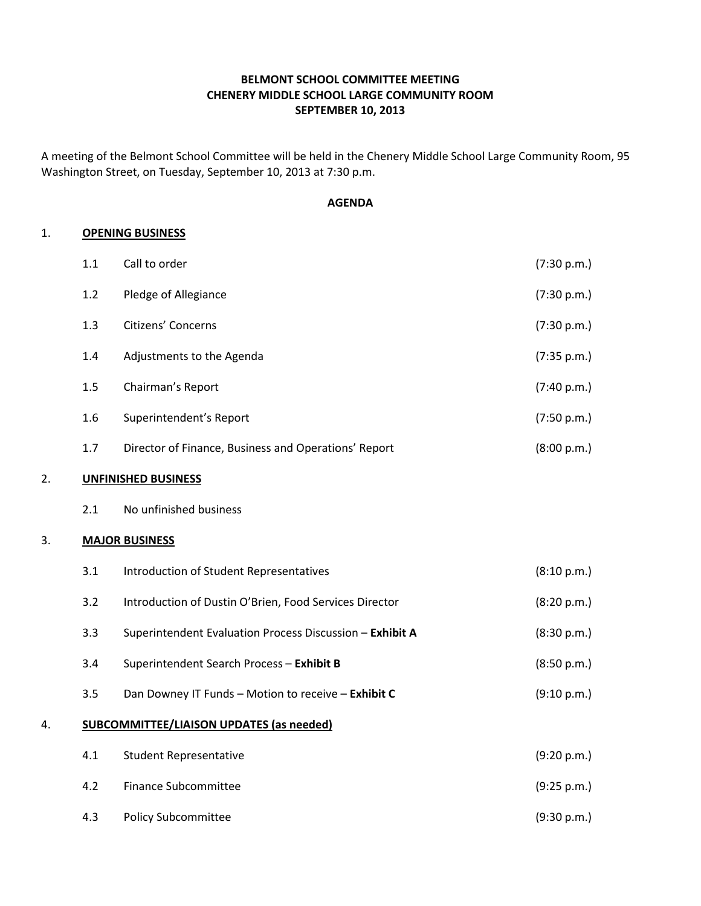**BELMONT SCHOOL COMMITTEE MEETING**
**CHENERY MIDDLE SCHOOL LARGE COMMUNITY ROOM**
**SEPTEMBER 10, 2013**

A meeting of the Belmont School Committee will be held in the Chenery Middle School Large Community Room, 95 Washington Street, on Tuesday, September 10, 2013 at 7:30 p.m.

**AGENDA**

1. **OPENING BUSINESS**

| | | |
|---|---|---|
| 1.1 | Call to order | (7:30 p.m.) |
| 1.2 | Pledge of Allegiance | (7:30 p.m.) |
| 1.3 | Citizens' Concerns | (7:30 p.m.) |
| 1.4 | Adjustments to the Agenda | (7:35 p.m.) |
| 1.5 | Chairman's Report | (7:40 p.m.) |
| 1.6 | Superintendent's Report | (7:50 p.m.) |
| 1.7 | Director of Finance, Business and Operations' Report | (8:00 p.m.) |

2. **UNFINISHED BUSINESS**

| | | |
|---|---|---|
| 2.1 | No unfinished business | |

3. **MAJOR BUSINESS**

| | | |
|---|---|---|
| 3.1 | Introduction of Student Representatives | (8:10 p.m.) |
| 3.2 | Introduction of Dustin O'Brien, Food Services Director | (8:20 p.m.) |
| 3.3 | Superintendent Evaluation Process Discussion – **Exhibit A** | (8:30 p.m.) |
| 3.4 | Superintendent Search Process – **Exhibit B** | (8:50 p.m.) |
| 3.5 | Dan Downey IT Funds – Motion to receive – **Exhibit C** | (9:10 p.m.) |

4. **SUBCOMMITTEE/LIAISON UPDATES (as needed)**

| | | |
|---|---|---|
| 4.1 | Student Representative | (9:20 p.m.) |
| 4.2 | Finance Subcommittee | (9:25 p.m.) |
| 4.3 | Policy Subcommittee | (9:30 p.m.) |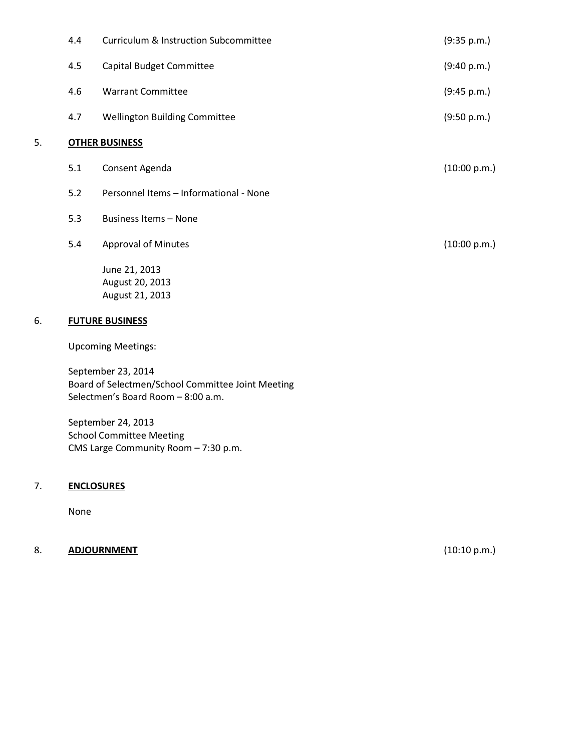4.4 Curriculum & Instruction Subcommittee (9:35 p.m.)

4.5 Capital Budget Committee (9:40 p.m.)

4.6 Warrant Committee (9:45 p.m.)

4.7 Wellington Building Committee (9:50 p.m.)

5. **OTHER BUSINESS**

5.1 Consent Agenda (10:00 p.m.)

5.2 Personnel Items – Informational - None

5.3 Business Items – None

5.4 Approval of Minutes (10:00 p.m.)

June 21, 2013
August 20, 2013
August 21, 2013

6. **FUTURE BUSINESS**

Upcoming Meetings:

September 23, 2014
Board of Selectmen/School Committee Joint Meeting
Selectmen's Board Room – 8:00 a.m.

September 24, 2013
School Committee Meeting
CMS Large Community Room – 7:30 p.m.

7. **ENCLOSURES**

None

8. **ADJOURNMENT** (10:10 p.m.)